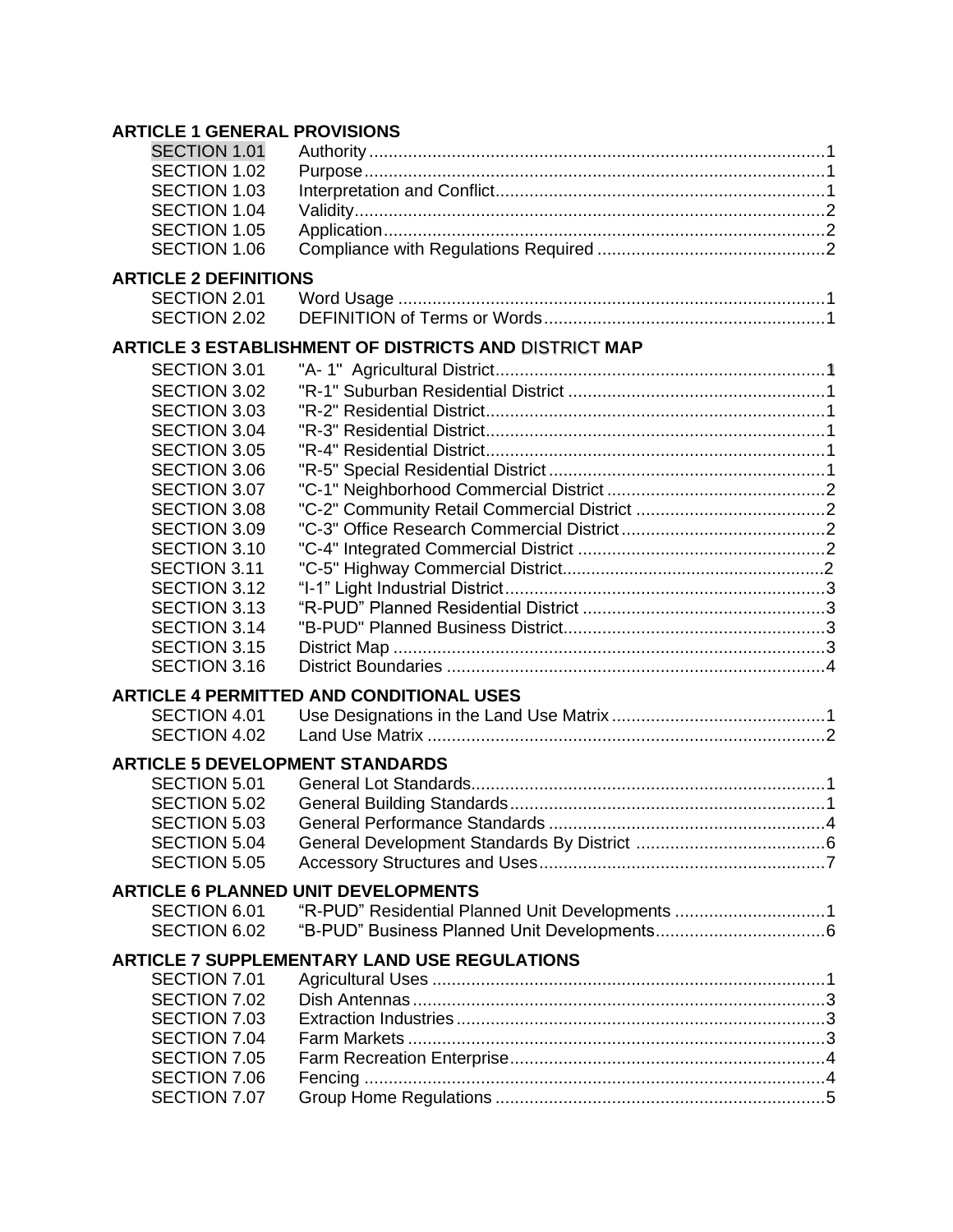**ARTICLE 1 GENERAL PROVISIONS**

| | | |
|---|---|---|
| SECTION 1.01 | Authority | 1 |
| SECTION 1.02 | Purpose | 1 |
| SECTION 1.03 | Interpretation and Conflict | 1 |
| SECTION 1.04 | Validity | 2 |
| SECTION 1.05 | Application | 2 |
| SECTION 1.06 | Compliance with Regulations Required | 2 |

**ARTICLE 2 DEFINITIONS**

| | | |
|---|---|---|
| SECTION 2.01 | Word Usage | 1 |
| SECTION 2.02 | DEFINITION of Terms or Words | 1 |

**ARTICLE 3 ESTABLISHMENT OF DISTRICTS AND DISTRICT MAP**

| | | |
|---|---|---|
| SECTION 3.01 | "A- 1" Agricultural District | 1 |
| SECTION 3.02 | "R-1" Suburban Residential District | 1 |
| SECTION 3.03 | "R-2" Residential District | 1 |
| SECTION 3.04 | "R-3" Residential District | 1 |
| SECTION 3.05 | "R-4" Residential District | 1 |
| SECTION 3.06 | "R-5" Special Residential District | 1 |
| SECTION 3.07 | "C-1" Neighborhood Commercial District | 2 |
| SECTION 3.08 | "C-2" Community Retail Commercial District | 2 |
| SECTION 3.09 | "C-3" Office Research Commercial District | 2 |
| SECTION 3.10 | "C-4" Integrated Commercial District | 2 |
| SECTION 3.11 | "C-5" Highway Commercial District | 2 |
| SECTION 3.12 | "I-1" Light Industrial District | 3 |
| SECTION 3.13 | "R-PUD" Planned Residential District | 3 |
| SECTION 3.14 | "B-PUD" Planned Business District | 3 |
| SECTION 3.15 | District Map | 3 |
| SECTION 3.16 | District Boundaries | 4 |

**ARTICLE 4 PERMITTED AND CONDITIONAL USES**

| | | |
|---|---|---|
| SECTION 4.01 | Use Designations in the Land Use Matrix | 1 |
| SECTION 4.02 | Land Use Matrix | 2 |

**ARTICLE 5 DEVELOPMENT STANDARDS**

| | | |
|---|---|---|
| SECTION 5.01 | General Lot Standards | 1 |
| SECTION 5.02 | General Building Standards | 1 |
| SECTION 5.03 | General Performance Standards | 4 |
| SECTION 5.04 | General Development Standards By District | 6 |
| SECTION 5.05 | Accessory Structures and Uses | 7 |

**ARTICLE 6 PLANNED UNIT DEVELOPMENTS**

| | | |
|---|---|---|
| SECTION 6.01 | "R-PUD" Residential Planned Unit Developments | 1 |
| SECTION 6.02 | "B-PUD" Business Planned Unit Developments | 6 |

**ARTICLE 7 SUPPLEMENTARY LAND USE REGULATIONS**

| | | |
|---|---|---|
| SECTION 7.01 | Agricultural Uses | 1 |
| SECTION 7.02 | Dish Antennas | 3 |
| SECTION 7.03 | Extraction Industries | 3 |
| SECTION 7.04 | Farm Markets | 3 |
| SECTION 7.05 | Farm Recreation Enterprise | 4 |
| SECTION 7.06 | Fencing | 4 |
| SECTION 7.07 | Group Home Regulations | 5 |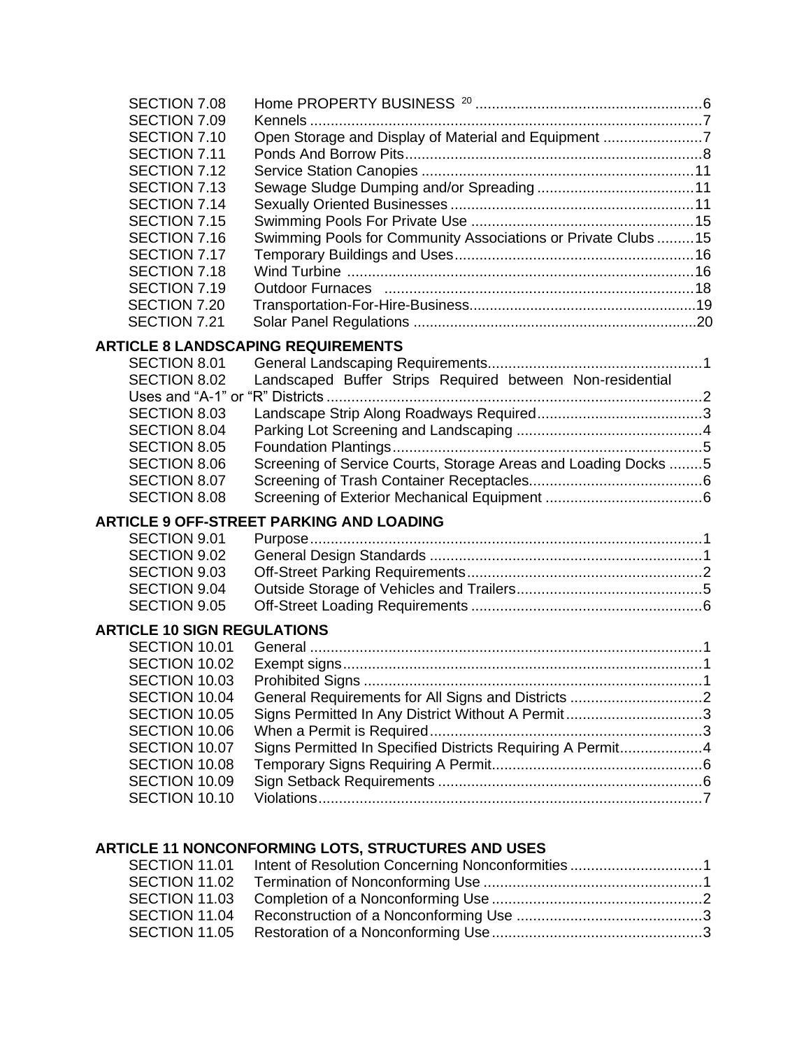SECTION 7.08 Home PROPERTY BUSINESS [20] ....................................................6
SECTION 7.09 Kennels ....................................................................................7
SECTION 7.10 Open Storage and Display of Material and Equipment ........................7
SECTION 7.11 Ponds And Borrow Pits.......................................................................8
SECTION 7.12 Service Station Canopies ..................................................................11
SECTION 7.13 Sewage Sludge Dumping and/or Spreading ......................................11
SECTION 7.14 Sexually Oriented Businesses ...........................................................11
SECTION 7.15 Swimming Pools For Private Use .......................................................15
SECTION 7.16 Swimming Pools for Community Associations or Private Clubs .........15
SECTION 7.17 Temporary Buildings and Uses..........................................................16
SECTION 7.18 Wind Turbine ....................................................................................16
SECTION 7.19 Outdoor Furnaces ...........................................................................18
SECTION 7.20 Transportation-For-Hire-Business.......................................................19
SECTION 7.21 Solar Panel Regulations .....................................................................20

**ARTICLE 8 LANDSCAPING REQUIREMENTS**

SECTION 8.01 General Landscaping Requirements....................................................1
SECTION 8.02 Landscaped Buffer Strips Required between Non-residential Uses and "A-1" or "R" Districts ...........................................................................................2
SECTION 8.03 Landscape Strip Along Roadways Required........................................3
SECTION 8.04 Parking Lot Screening and Landscaping .............................................4
SECTION 8.05 Foundation Plantings...........................................................................5
SECTION 8.06 Screening of Service Courts, Storage Areas and Loading Docks ........5
SECTION 8.07 Screening of Trash Container Receptacles..........................................6
SECTION 8.08 Screening of Exterior Mechanical Equipment ......................................6

**ARTICLE 9 OFF-STREET PARKING AND LOADING**

SECTION 9.01 Purpose...............................................................................................1
SECTION 9.02 General Design Standards ..................................................................1
SECTION 9.03 Off-Street Parking Requirements.........................................................2
SECTION 9.04 Outside Storage of Vehicles and Trailers.............................................5
SECTION 9.05 Off-Street Loading Requirements ........................................................6

**ARTICLE 10 SIGN REGULATIONS**

SECTION 10.01 General ...............................................................................................1
SECTION 10.02 Exempt signs.......................................................................................1
SECTION 10.03 Prohibited Signs ..................................................................................1
SECTION 10.04 General Requirements for All Signs and Districts ................................2
SECTION 10.05 Signs Permitted In Any District Without A Permit.................................3
SECTION 10.06 When a Permit is Required..................................................................3
SECTION 10.07 Signs Permitted In Specified Districts Requiring A Permit....................4
SECTION 10.08 Temporary Signs Requiring A Permit..................................................6
SECTION 10.09 Sign Setback Requirements ................................................................6
SECTION 10.10 Violations.............................................................................................7

**ARTICLE 11 NONCONFORMING LOTS, STRUCTURES AND USES**

SECTION 11.01 Intent of Resolution Concerning Nonconformities ................................1
SECTION 11.02 Termination of Nonconforming Use .....................................................1
SECTION 11.03 Completion of a Nonconforming Use ...................................................2
SECTION 11.04 Reconstruction of a Nonconforming Use .............................................3
SECTION 11.05 Restoration of a Nonconforming Use...................................................3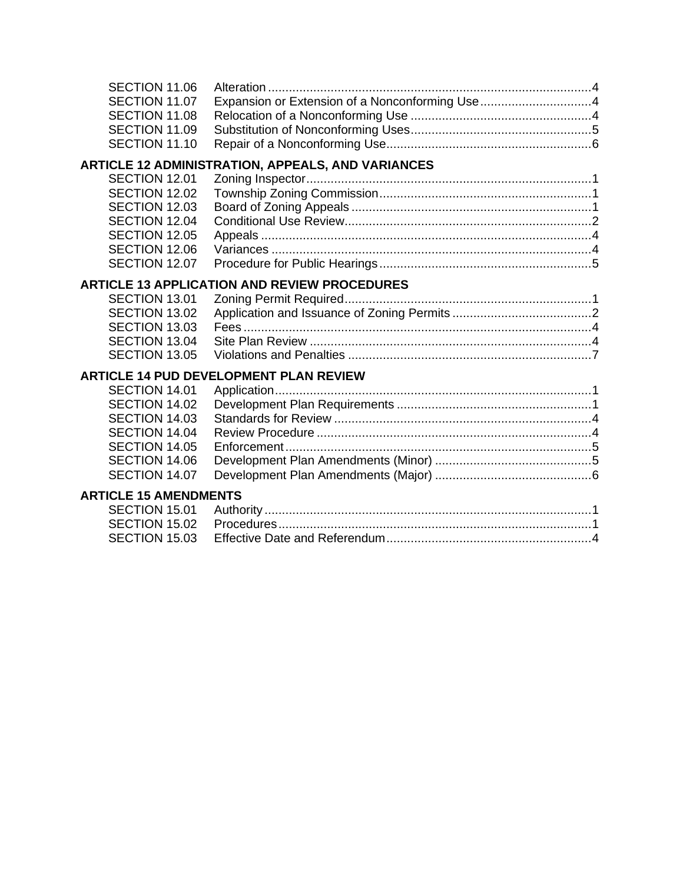| | | |
|---|---|---|
| SECTION 11.06 | Alteration | 4 |
| SECTION 11.07 | Expansion or Extension of a Nonconforming Use | 4 |
| SECTION 11.08 | Relocation of a Nonconforming Use | 4 |
| SECTION 11.09 | Substitution of Nonconforming Uses | 5 |
| SECTION 11.10 | Repair of a Nonconforming Use | 6 |

**ARTICLE 12 ADMINISTRATION, APPEALS, AND VARIANCES**

| | | |
|---|---|---|
| SECTION 12.01 | Zoning Inspector | 1 |
| SECTION 12.02 | Township Zoning Commission | 1 |
| SECTION 12.03 | Board of Zoning Appeals | 1 |
| SECTION 12.04 | Conditional Use Review | 2 |
| SECTION 12.05 | Appeals | 4 |
| SECTION 12.06 | Variances | 4 |
| SECTION 12.07 | Procedure for Public Hearings | 5 |

**ARTICLE 13 APPLICATION AND REVIEW PROCEDURES**

| | | |
|---|---|---|
| SECTION 13.01 | Zoning Permit Required | 1 |
| SECTION 13.02 | Application and Issuance of Zoning Permits | 2 |
| SECTION 13.03 | Fees | 4 |
| SECTION 13.04 | Site Plan Review | 4 |
| SECTION 13.05 | Violations and Penalties | 7 |

**ARTICLE 14 PUD DEVELOPMENT PLAN REVIEW**

| | | |
|---|---|---|
| SECTION 14.01 | Application | 1 |
| SECTION 14.02 | Development Plan Requirements | 1 |
| SECTION 14.03 | Standards for Review | 4 |
| SECTION 14.04 | Review Procedure | 4 |
| SECTION 14.05 | Enforcement | 5 |
| SECTION 14.06 | Development Plan Amendments (Minor) | 5 |
| SECTION 14.07 | Development Plan Amendments (Major) | 6 |

**ARTICLE 15 AMENDMENTS**

| | | |
|---|---|---|
| SECTION 15.01 | Authority | 1 |
| SECTION 15.02 | Procedures | 1 |
| SECTION 15.03 | Effective Date and Referendum | 4 |